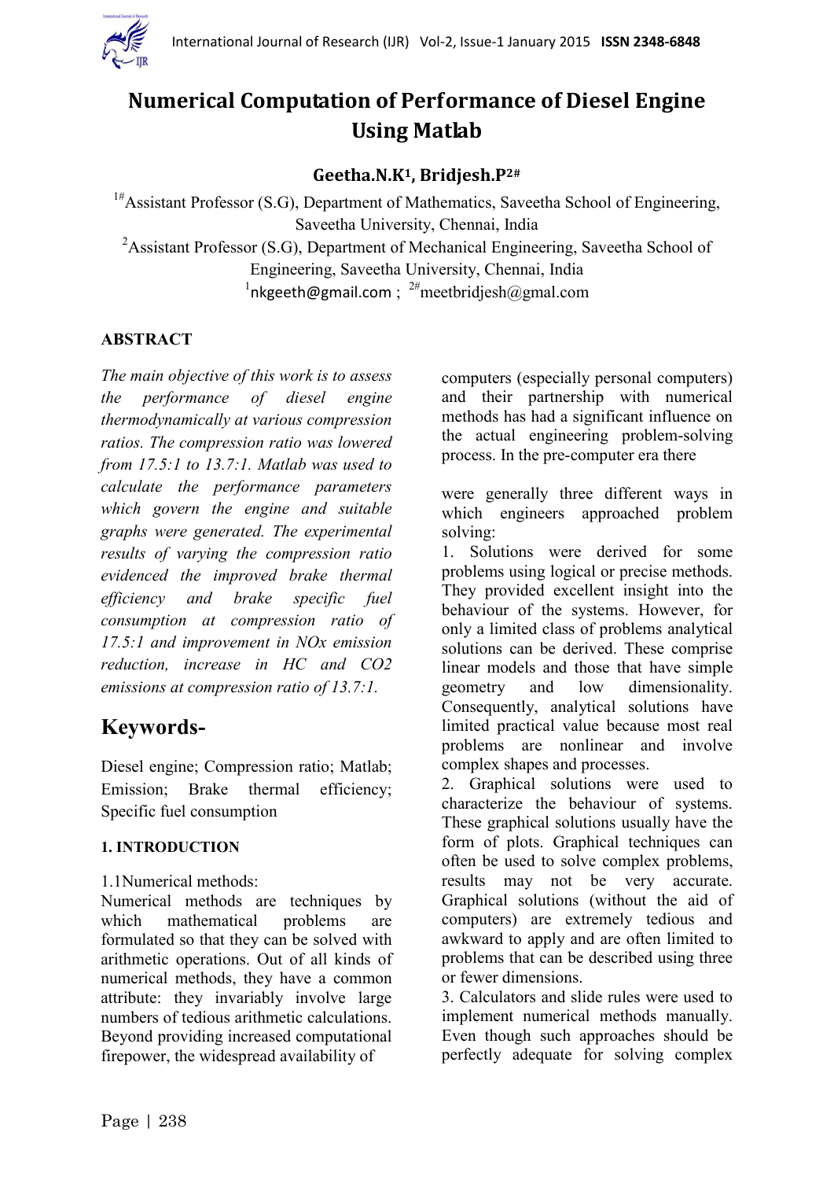# Numerical Computation of Performance of Diesel Engine Using Matlab

**Geetha.N.K[1], Bridjesh.P[2#]**

[1#]Assistant Professor (S.G), Department of Mathematics, Saveetha School of Engineering, Saveetha University, Chennai, India

[2]Assistant Professor (S.G), Department of Mechanical Engineering, Saveetha School of Engineering, Saveetha University, Chennai, India

[1]nkgeeth@gmail.com ; [2#]meetbridjesh@gmal.com

## ABSTRACT

*The main objective of this work is to assess the performance of diesel engine thermodynamically at various compression ratios. The compression ratio was lowered from 17.5:1 to 13.7:1. Matlab was used to calculate the performance parameters which govern the engine and suitable graphs were generated. The experimental results of varying the compression ratio evidenced the improved brake thermal efficiency and brake specific fuel consumption at compression ratio of 17.5:1 and improvement in NOx emission reduction, increase in HC and CO2 emissions at compression ratio of 13.7:1.*

## Keywords-

Diesel engine; Compression ratio; Matlab; Emission; Brake thermal efficiency; Specific fuel consumption

### 1. INTRODUCTION

1.1Numerical methods:

Numerical methods are techniques by which mathematical problems are formulated so that they can be solved with arithmetic operations. Out of all kinds of numerical methods, they have a common attribute: they invariably involve large numbers of tedious arithmetic calculations. Beyond providing increased computational firepower, the widespread availability of computers (especially personal computers) and their partnership with numerical methods has had a significant influence on the actual engineering problem-solving process. In the pre-computer era there were generally three different ways in which engineers approached problem solving:

1. Solutions were derived for some problems using logical or precise methods. They provided excellent insight into the behaviour of the systems. However, for only a limited class of problems analytical solutions can be derived. These comprise linear models and those that have simple geometry and low dimensionality. Consequently, analytical solutions have limited practical value because most real problems are nonlinear and involve complex shapes and processes.
2. Graphical solutions were used to characterize the behaviour of systems. These graphical solutions usually have the form of plots. Graphical techniques can often be used to solve complex problems, results may not be very accurate. Graphical solutions (without the aid of computers) are extremely tedious and awkward to apply and are often limited to problems that can be described using three or fewer dimensions.
3. Calculators and slide rules were used to implement numerical methods manually. Even though such approaches should be perfectly adequate for solving complex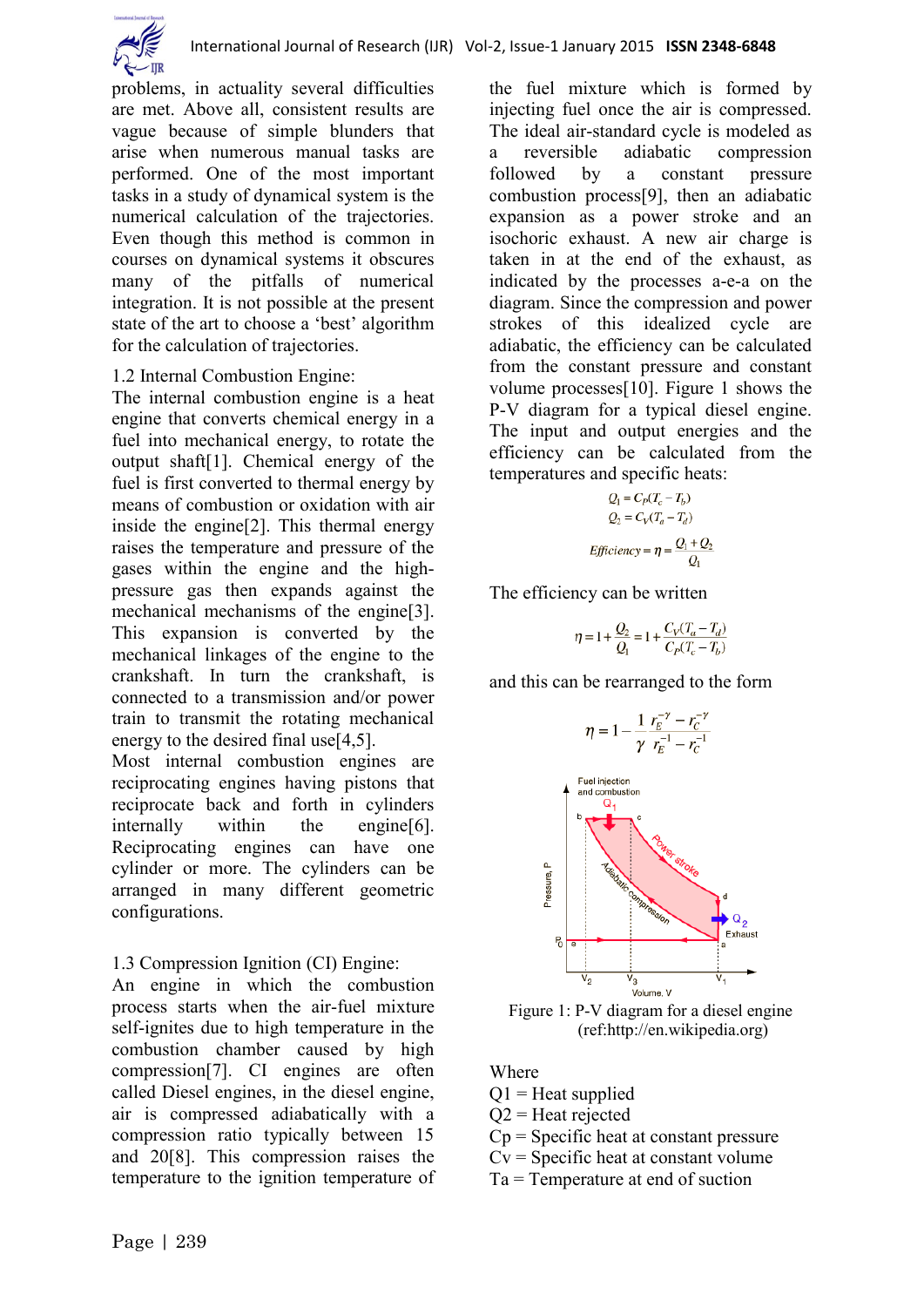problems, in actuality several difficulties are met. Above all, consistent results are vague because of simple blunders that arise when numerous manual tasks are performed. One of the most important tasks in a study of dynamical system is the numerical calculation of the trajectories. Even though this method is common in courses on dynamical systems it obscures many of the pitfalls of numerical integration. It is not possible at the present state of the art to choose a 'best' algorithm for the calculation of trajectories.

### 1.2 Internal Combustion Engine:

The internal combustion engine is a heat engine that converts chemical energy in a fuel into mechanical energy, to rotate the output shaft[1]. Chemical energy of the fuel is first converted to thermal energy by means of combustion or oxidation with air inside the engine[2]. This thermal energy raises the temperature and pressure of the gases within the engine and the high-pressure gas then expands against the mechanical mechanisms of the engine[3]. This expansion is converted by the mechanical linkages of the engine to the crankshaft. In turn the crankshaft, is connected to a transmission and/or power train to transmit the rotating mechanical energy to the desired final use[4,5].

Most internal combustion engines are reciprocating engines having pistons that reciprocate back and forth in cylinders internally within the engine[6]. Reciprocating engines can have one cylinder or more. The cylinders can be arranged in many different geometric configurations.

### 1.3 Compression Ignition (CI) Engine:

An engine in which the combustion process starts when the air-fuel mixture self-ignites due to high temperature in the combustion chamber caused by high compression[7]. CI engines are often called Diesel engines, in the diesel engine, air is compressed adiabatically with a compression ratio typically between 15 and 20[8]. This compression raises the temperature to the ignition temperature of the fuel mixture which is formed by injecting fuel once the air is compressed. The ideal air-standard cycle is modeled as a reversible adiabatic compression followed by a constant pressure combustion process[9], then an adiabatic expansion as a power stroke and an isochoric exhaust. A new air charge is taken in at the end of the exhaust, as indicated by the processes a-e-a on the diagram. Since the compression and power strokes of this idealized cycle are adiabatic, the efficiency can be calculated from the constant pressure and constant volume processes[10]. Figure 1 shows the P-V diagram for a typical diesel engine. The input and output energies and the efficiency can be calculated from the temperatures and specific heats:

$$Q_1 = C_P(T_c - T_b)$$

$$Q_2 = C_V(T_a - T_d)$$

$$Efficiency = \eta = \frac{Q_1 + Q_2}{Q_1}$$

The efficiency can be written

$$\eta = 1 + \frac{Q_2}{Q_1} = 1 + \frac{C_V(T_a - T_d)}{C_P(T_c - T_b)}$$

and this can be rearranged to the form

$$\eta = 1 - \frac{1}{\gamma}\frac{r_E^{-\gamma} - r_C^{-\gamma}}{r_E^{-1} - r_C^{-1}}$$

Figure 1: P-V diagram for a diesel engine (ref:http://en.wikipedia.org)

Where

Q1 = Heat supplied
Q2 = Heat rejected
Cp = Specific heat at constant pressure
Cv = Specific heat at constant volume
Ta = Temperature at end of suction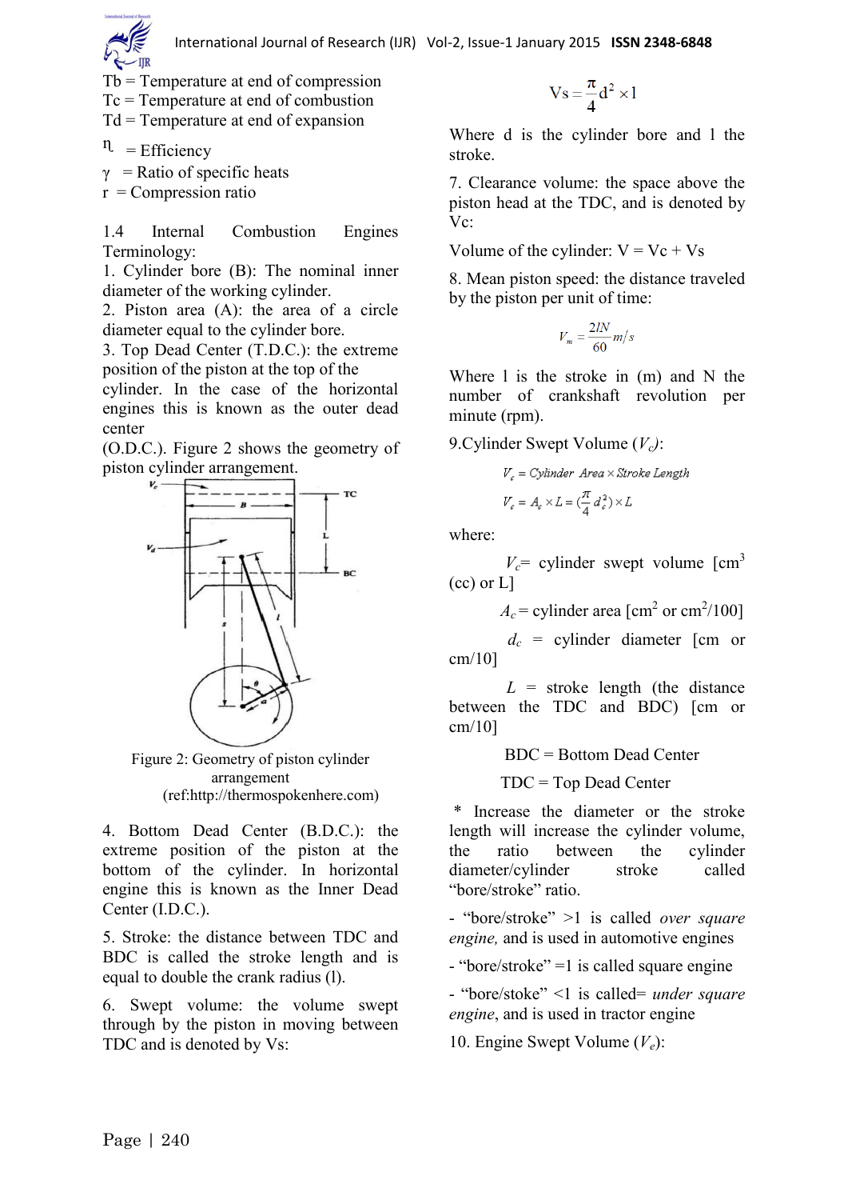Tb = Temperature at end of compression
Tc = Temperature at end of combustion
Td = Temperature at end of expansion

$\eta$ = Efficiency

$\gamma$ = Ratio of specific heats

r = Compression ratio

1.4 Internal Combustion Engines Terminology:

1. Cylinder bore (B): The nominal inner diameter of the working cylinder.
2. Piston area (A): the area of a circle diameter equal to the cylinder bore.
3. Top Dead Center (T.D.C.): the extreme position of the piston at the top of the cylinder. In the case of the horizontal engines this is known as the outer dead center (O.D.C.). Figure 2 shows the geometry of piston cylinder arrangement.

Figure 2: Geometry of piston cylinder arrangement (ref:http://thermospokenhere.com)

4. Bottom Dead Center (B.D.C.): the extreme position of the piston at the bottom of the cylinder. In horizontal engine this is known as the Inner Dead Center (I.D.C.).
5. Stroke: the distance between TDC and BDC is called the stroke length and is equal to double the crank radius (l).
6. Swept volume: the volume swept through by the piston in moving between TDC and is denoted by Vs:

$$Vs = \frac{\pi}{4} d^2 \times 1$$

Where d is the cylinder bore and l the stroke.

7. Clearance volume: the space above the piston head at the TDC, and is denoted by Vc:

Volume of the cylinder: V = Vc + Vs

8. Mean piston speed: the distance traveled by the piston per unit of time:

$$V_m = \frac{2lN}{60} m/s$$

Where l is the stroke in (m) and N the number of crankshaft revolution per minute (rpm).

9. Cylinder Swept Volume ($V_c$):

$$V_c = Cylinder\ \ Area \times Stroke\ Length$$

$$V_c = A_c \times L = (\frac{\pi}{4} d_c^2) \times L$$

where:

$V_c$= cylinder swept volume [$cm^3$ (cc) or L]

$A_c$ = cylinder area [$cm^2$ or $cm^2/100$]

$d_c$ = cylinder diameter [cm or cm/10]

$L$ = stroke length (the distance between the TDC and BDC) [cm or cm/10]

BDC = Bottom Dead Center

TDC = Top Dead Center

* Increase the diameter or the stroke length will increase the cylinder volume, the ratio between the cylinder diameter/cylinder stroke called "bore/stroke" ratio.

- "bore/stroke" >1 is called *over square engine,* and is used in automotive engines
- "bore/stroke" =1 is called square engine
- "bore/stoke" <1 is called= *under square engine*, and is used in tractor engine

10. Engine Swept Volume ($V_e$):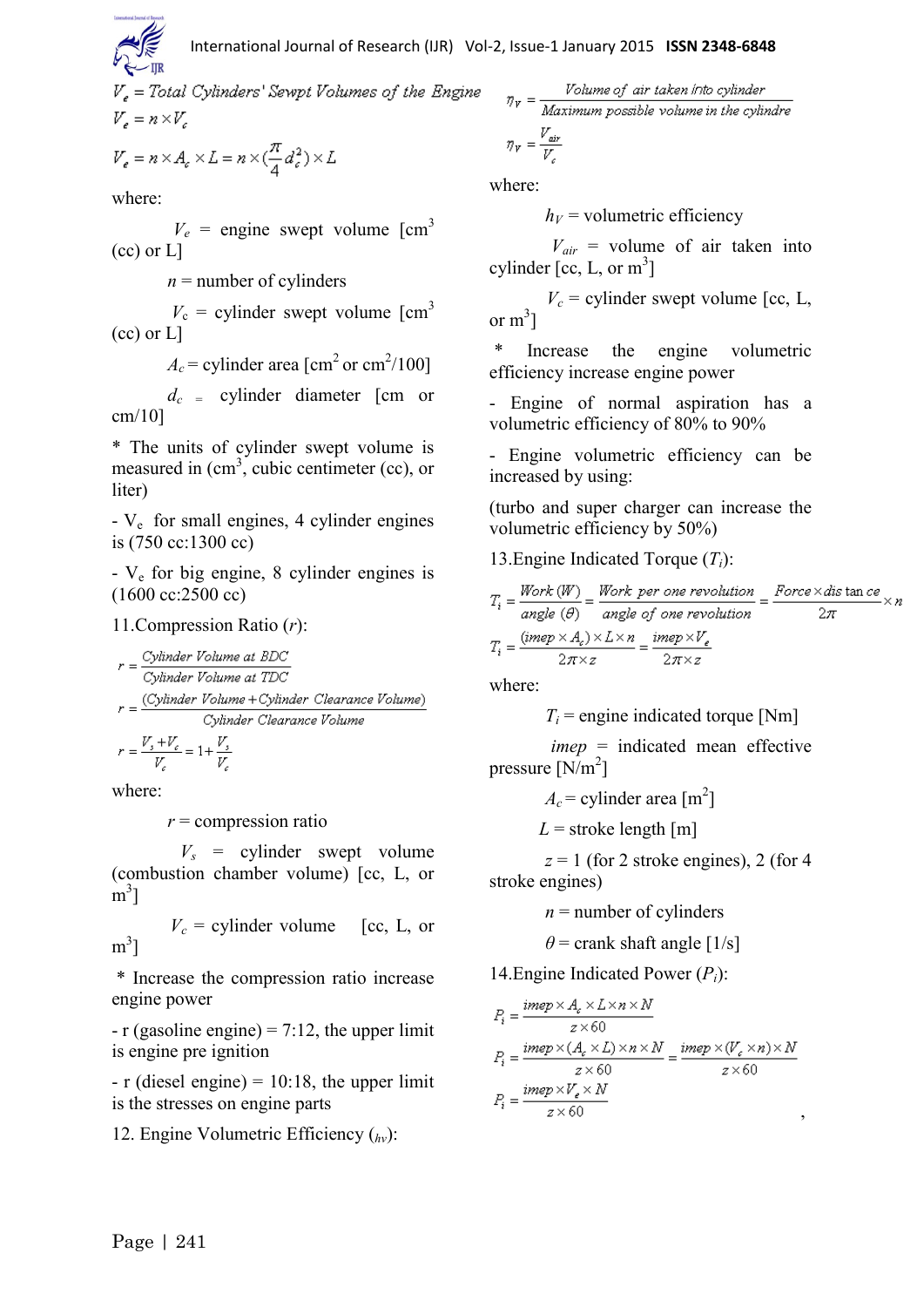$V_e$ = *Total Cylinders' Sewpt Volumes of the Engine*

$$V_e = n \times V_c$$

$$V_e = n \times A_c \times L = n \times (\frac{\pi}{4} d_c^2) \times L$$

where:

$V_e$ = engine swept volume [cm$^3$ (cc) or L]

$n$ = number of cylinders

$V_c$ = cylinder swept volume [cm$^3$ (cc) or L]

$A_c$ = cylinder area [cm$^2$ or cm$^2$/100]

$d_c$ = cylinder diameter [cm or cm/10]

* The units of cylinder swept volume is measured in (cm$^3$, cubic centimeter (cc), or liter)

- $V_e$ for small engines, 4 cylinder engines is (750 cc:1300 cc)

- $V_e$ for big engine, 8 cylinder engines is (1600 cc:2500 cc)

11.Compression Ratio ($r$):

$$r = \frac{\text{Cylinder Volume at BDC}}{\text{Cylinder Volume at TDC}}$$

$$r = \frac{(\text{Cylinder Volume} + \text{Cylinder Clearance Volume})}{\text{Cylinder Clearance Volume}}$$

$$r = \frac{V_s + V_c}{V_c} = 1 + \frac{V_s}{V_c}$$

where:

$r$ = compression ratio

$V_s$ = cylinder swept volume (combustion chamber volume) [cc, L, or m$^3$]

$V_c$ = cylinder volume [cc, L, or m$^3$]

* Increase the compression ratio increase engine power

- r (gasoline engine) = 7:12, the upper limit is engine pre ignition

- r (diesel engine) = 10:18, the upper limit is the stresses on engine parts

12. Engine Volumetric Efficiency ($h_V$):

$$\eta_V = \frac{\text{Volume of air taken into cylinder}}{\text{Maximum possible volume in the cylindre}}$$

$$\eta_V = \frac{V_{air}}{V_c}$$

where:

$h_V$ = volumetric efficiency

$V_{air}$ = volume of air taken into cylinder [cc, L, or m$^3$]

$V_c$ = cylinder swept volume [cc, L, or m$^3$]

* Increase the engine volumetric efficiency increase engine power

- Engine of normal aspiration has a volumetric efficiency of 80% to 90%

- Engine volumetric efficiency can be increased by using:

(turbo and super charger can increase the volumetric efficiency by 50%)

13.Engine Indicated Torque ($T_i$):

$$T_i = \frac{\text{Work } (W)}{\text{angle } (\theta)} = \frac{\text{Work per one revolution}}{\text{angle of one revolution}} = \frac{\text{Force} \times \text{distance}}{2\pi} \times n$$

$$T_i = \frac{(imep \times A_c) \times L \times n}{2\pi \times z} = \frac{imep \times V_e}{2\pi \times z}$$

where:

$T_i$ = engine indicated torque [Nm]

$imep$ = indicated mean effective pressure [N/m$^2$]

$A_c$ = cylinder area [m$^2$]

$L$ = stroke length [m]

$z$ = 1 (for 2 stroke engines), 2 (for 4 stroke engines)

$n$ = number of cylinders

$\theta$ = crank shaft angle [1/s]

14.Engine Indicated Power ($P_i$):

$$P_i = \frac{imep \times A_c \times L \times n \times N}{z \times 60}$$

$$P_i = \frac{imep \times (A_c \times L) \times n \times N}{z \times 60} = \frac{imep \times (V_c \times n) \times N}{z \times 60}$$

$$P_i = \frac{imep \times V_e \times N}{z \times 60},$$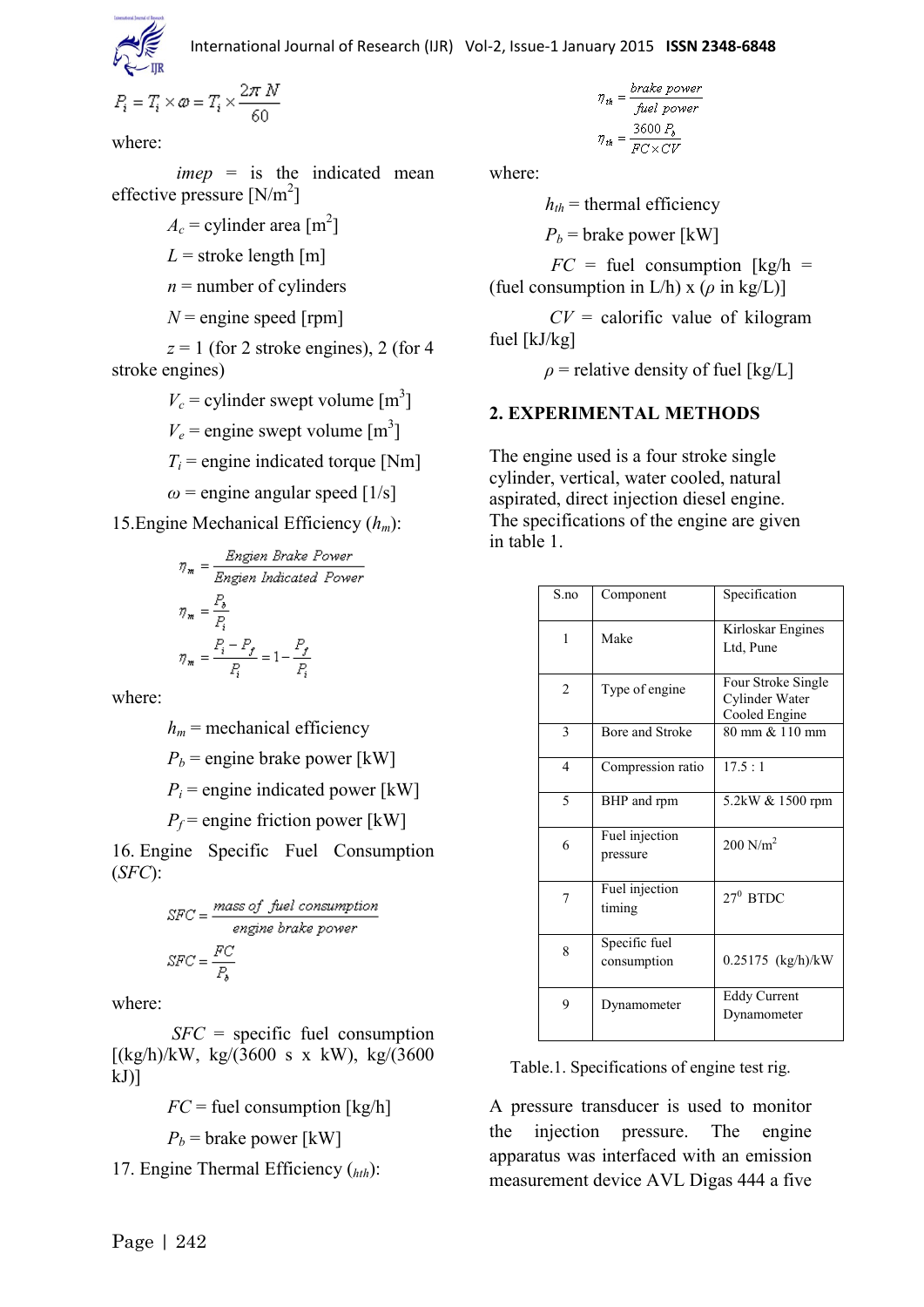$$P_i = T_i \times \omega = T_i \times \frac{2\pi N}{60}$$

where:

$imep$ = is the indicated mean effective pressure [N/m$^2$]

$A_c$ = cylinder area [m$^2$]

$L$ = stroke length [m]

$n$ = number of cylinders

$N$ = engine speed [rpm]

$z$ = 1 (for 2 stroke engines), 2 (for 4 stroke engines)

$V_c$ = cylinder swept volume [m$^3$]

$V_e$ = engine swept volume [m$^3$]

$T_i$ = engine indicated torque [Nm]

$\omega$ = engine angular speed [1/s]

15.Engine Mechanical Efficiency ($h_m$):

$$\eta_m = \frac{\text{Engien Brake Power}}{\text{Engien Indicated Power}}$$

$$\eta_m = \frac{P_b}{P_i}$$

$$\eta_m = \frac{P_i - P_f}{P_i} = 1 - \frac{P_f}{P_i}$$

where:

$h_m$ = mechanical efficiency

$P_b$ = engine brake power [kW]

$P_i$ = engine indicated power [kW]

$P_f$ = engine friction power [kW]

16. Engine Specific Fuel Consumption ($SFC$):

$$SFC = \frac{\text{mass of fuel consumption}}{\text{engine brake power}}$$

$$SFC = \frac{FC}{P_b}$$

where:

$SFC$ = specific fuel consumption [(kg/h)/kW, kg/(3600 s x kW), kg/(3600 kJ)]

$FC$ = fuel consumption [kg/h]

$P_b$ = brake power [kW]

17. Engine Thermal Efficiency ($h_{th}$):

$$\eta_{th} = \frac{\text{brake power}}{\text{fuel power}}$$

$$\eta_{th} = \frac{3600\, P_b}{FC \times CV}$$

where:

$h_{th}$ = thermal efficiency

$P_b$ = brake power [kW]

$FC$ = fuel consumption [kg/h = (fuel consumption in L/h) x ($\rho$ in kg/L)]

$CV$ = calorific value of kilogram fuel [kJ/kg]

$\rho$ = relative density of fuel [kg/L]

## 2. EXPERIMENTAL METHODS

The engine used is a four stroke single cylinder, vertical, water cooled, natural aspirated, direct injection diesel engine. The specifications of the engine are given in table 1.

| S.no | Component | Specification |
|---|---|---|
| 1 | Make | Kirloskar Engines Ltd, Pune |
| 2 | Type of engine | Four Stroke Single Cylinder Water Cooled Engine |
| 3 | Bore and Stroke | 80 mm & 110 mm |
| 4 | Compression ratio | 17.5 : 1 |
| 5 | BHP and rpm | 5.2kW & 1500 rpm |
| 6 | Fuel injection pressure | 200 N/m$^2$ |
| 7 | Fuel injection timing | 27$^0$ BTDC |
| 8 | Specific fuel consumption | 0.25175 (kg/h)/kW |
| 9 | Dynamometer | Eddy Current Dynamometer |

Table.1. Specifications of engine test rig.

A pressure transducer is used to monitor the injection pressure. The engine apparatus was interfaced with an emission measurement device AVL Digas 444 a five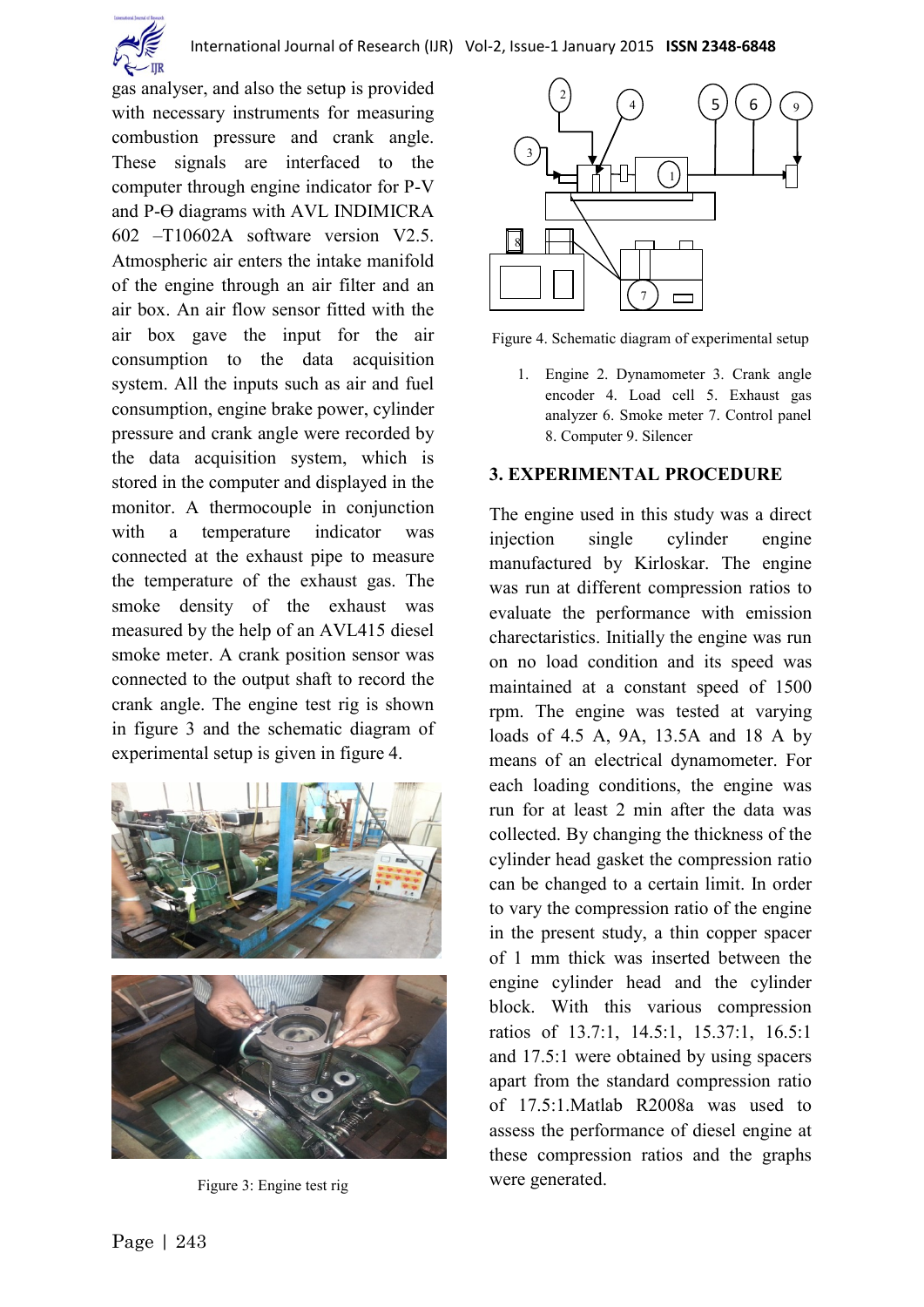gas analyser, and also the setup is provided with necessary instruments for measuring combustion pressure and crank angle. These signals are interfaced to the computer through engine indicator for P-V and P-ϴ diagrams with AVL INDIMICRA 602 –T10602A software version V2.5. Atmospheric air enters the intake manifold of the engine through an air filter and an air box. An air flow sensor fitted with the air box gave the input for the air consumption to the data acquisition system. All the inputs such as air and fuel consumption, engine brake power, cylinder pressure and crank angle were recorded by the data acquisition system, which is stored in the computer and displayed in the monitor. A thermocouple in conjunction with a temperature indicator was connected at the exhaust pipe to measure the temperature of the exhaust gas. The smoke density of the exhaust was measured by the help of an AVL415 diesel smoke meter. A crank position sensor was connected to the output shaft to record the crank angle. The engine test rig is shown in figure 3 and the schematic diagram of experimental setup is given in figure 4.

Figure 3: Engine test rig

Figure 4. Schematic diagram of experimental setup

1. Engine 2. Dynamometer 3. Crank angle encoder 4. Load cell 5. Exhaust gas analyzer 6. Smoke meter 7. Control panel 8. Computer 9. Silencer

## 3. EXPERIMENTAL PROCEDURE

The engine used in this study was a direct injection single cylinder engine manufactured by Kirloskar. The engine was run at different compression ratios to evaluate the performance with emission charectaristics. Initially the engine was run on no load condition and its speed was maintained at a constant speed of 1500 rpm. The engine was tested at varying loads of 4.5 A, 9A, 13.5A and 18 A by means of an electrical dynamometer. For each loading conditions, the engine was run for at least 2 min after the data was collected. By changing the thickness of the cylinder head gasket the compression ratio can be changed to a certain limit. In order to vary the compression ratio of the engine in the present study, a thin copper spacer of 1 mm thick was inserted between the engine cylinder head and the cylinder block. With this various compression ratios of 13.7:1, 14.5:1, 15.37:1, 16.5:1 and 17.5:1 were obtained by using spacers apart from the standard compression ratio of 17.5:1.Matlab R2008a was used to assess the performance of diesel engine at these compression ratios and the graphs were generated.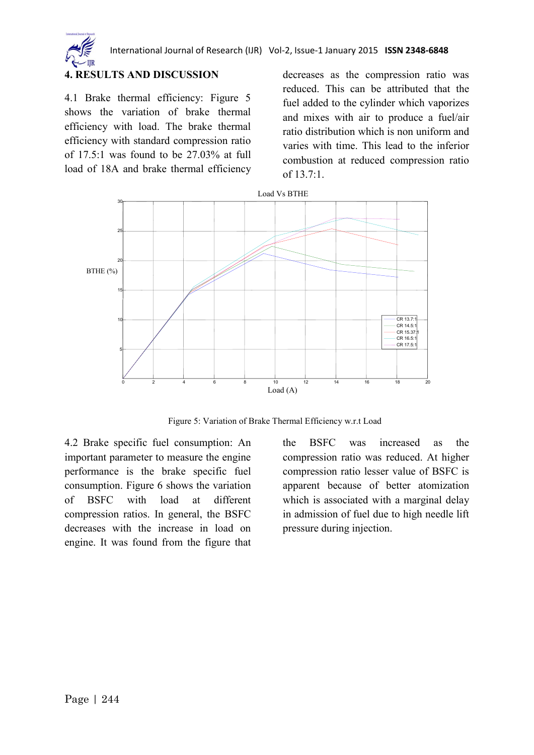## 4. RESULTS AND DISCUSSION

4.1 Brake thermal efficiency: Figure 5 shows the variation of brake thermal efficiency with load. The brake thermal efficiency with standard compression ratio of 17.5:1 was found to be 27.03% at full load of 18A and brake thermal efficiency decreases as the compression ratio was reduced. This can be attributed that the fuel added to the cylinder which vaporizes and mixes with air to produce a fuel/air ratio distribution which is non uniform and varies with time. This lead to the inferior combustion at reduced compression ratio of 13.7:1.

Figure 5: Variation of Brake Thermal Efficiency w.r.t Load

4.2 Brake specific fuel consumption: An important parameter to measure the engine performance is the brake specific fuel consumption. Figure 6 shows the variation of BSFC with load at different compression ratios. In general, the BSFC decreases with the increase in load on engine. It was found from the figure that the BSFC was increased as the compression ratio was reduced. At higher compression ratio lesser value of BSFC is apparent because of better atomization which is associated with a marginal delay in admission of fuel due to high needle lift pressure during injection.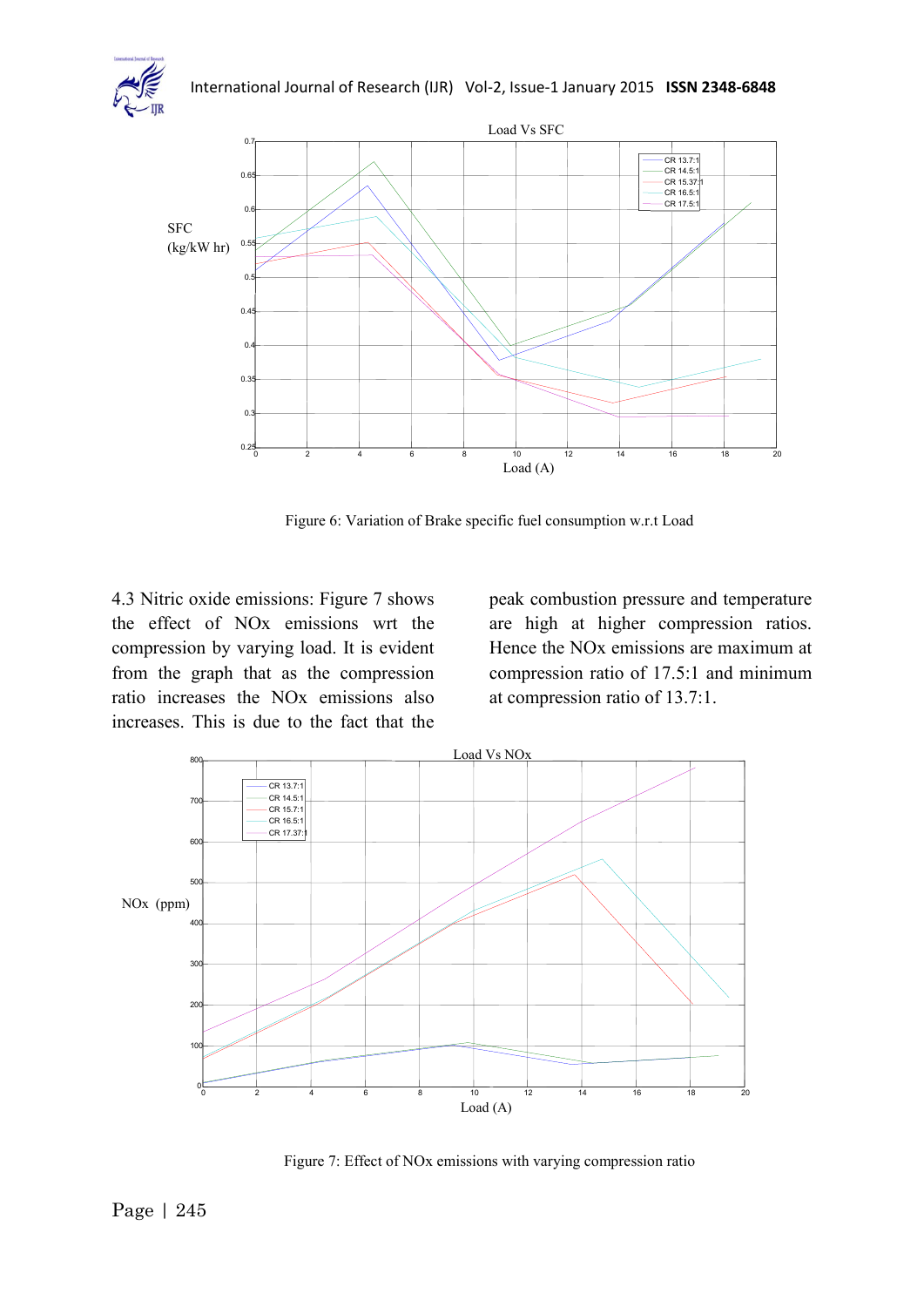Figure 6: Variation of Brake specific fuel consumption w.r.t Load

4.3 Nitric oxide emissions: Figure 7 shows the effect of NOx emissions wrt the compression by varying load. It is evident from the graph that as the compression ratio increases the NOx emissions also increases. This is due to the fact that the peak combustion pressure and temperature are high at higher compression ratios. Hence the NOx emissions are maximum at compression ratio of 17.5:1 and minimum at compression ratio of 13.7:1.

Figure 7: Effect of NOx emissions with varying compression ratio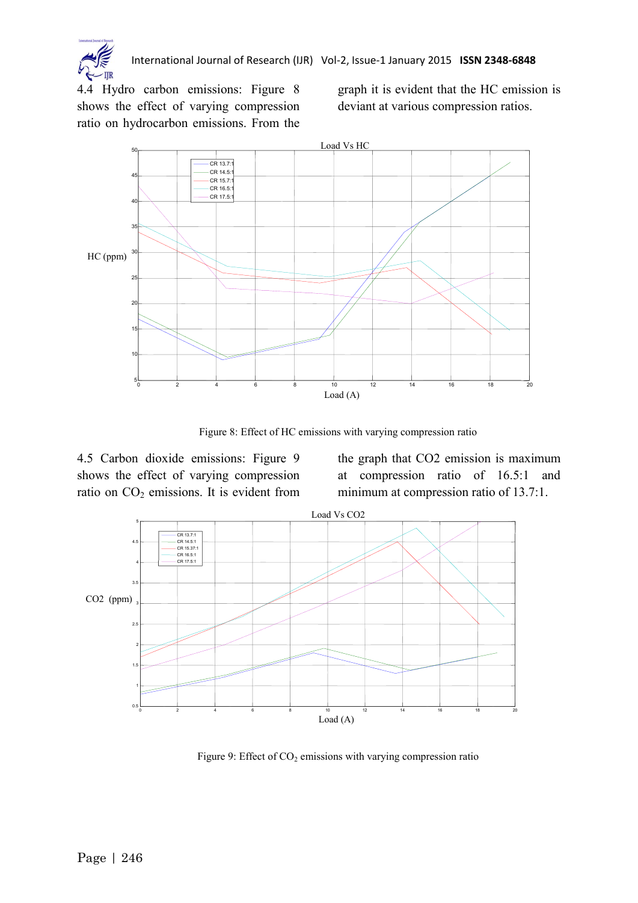4.4 Hydro carbon emissions: Figure 8 shows the effect of varying compression ratio on hydrocarbon emissions. From the graph it is evident that the HC emission is deviant at various compression ratios.

Figure 8: Effect of HC emissions with varying compression ratio

4.5 Carbon dioxide emissions: Figure 9 shows the effect of varying compression ratio on $CO_2$ emissions. It is evident from the graph that CO2 emission is maximum at compression ratio of 16.5:1 and minimum at compression ratio of 13.7:1.

Figure 9: Effect of $CO_2$ emissions with varying compression ratio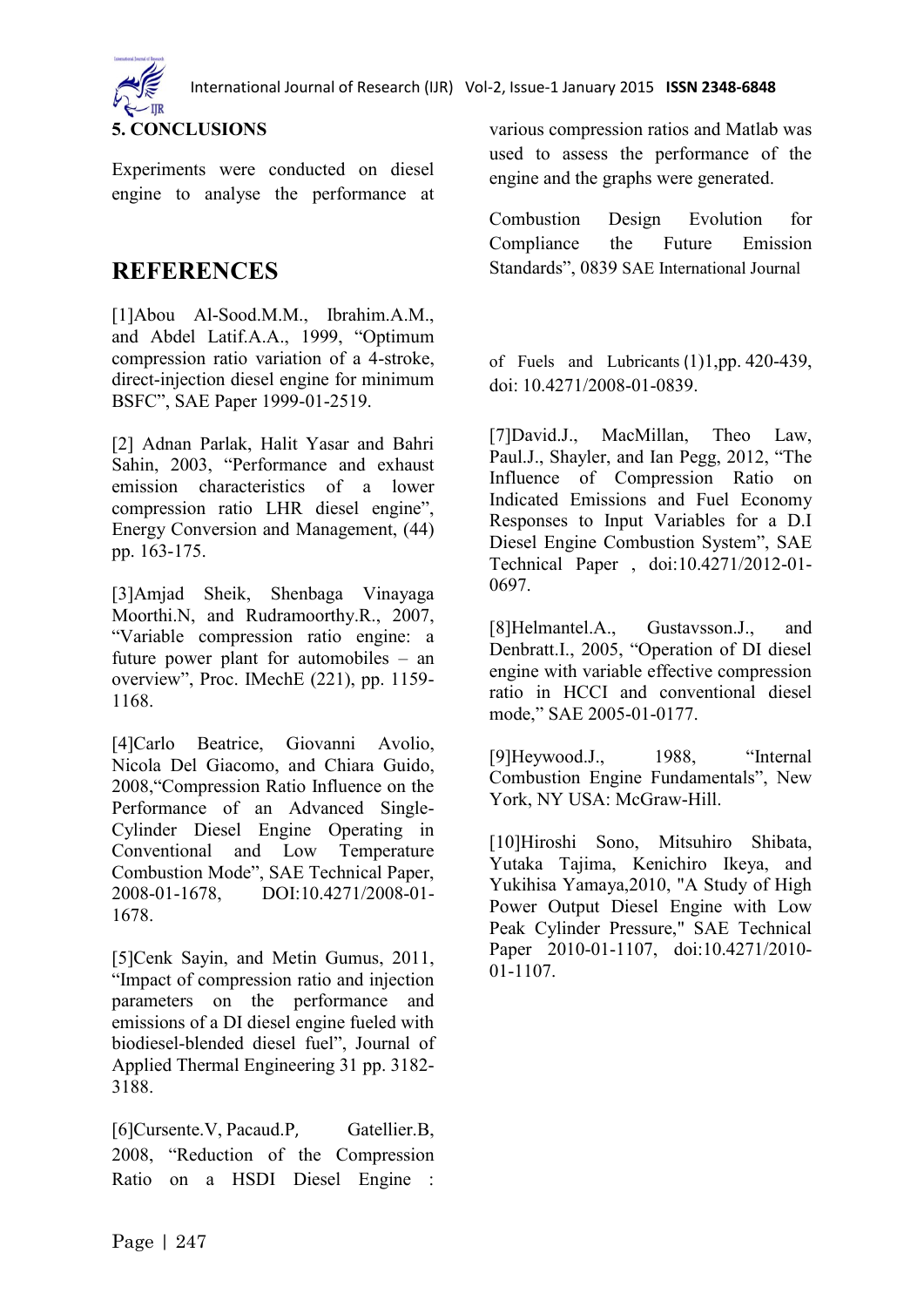### 5. CONCLUSIONS

Experiments were conducted on diesel engine to analyse the performance at various compression ratios and Matlab was used to assess the performance of the engine and the graphs were generated.

## REFERENCES

[1]Abou Al-Sood.M.M., Ibrahim.A.M., and Abdel Latif.A.A., 1999, "Optimum compression ratio variation of a 4-stroke, direct-injection diesel engine for minimum BSFC", SAE Paper 1999-01-2519.

[2] Adnan Parlak, Halit Yasar and Bahri Sahin, 2003, "Performance and exhaust emission characteristics of a lower compression ratio LHR diesel engine", Energy Conversion and Management, (44) pp. 163-175.

[3]Amjad Sheik, Shenbaga Vinayaga Moorthi.N, and Rudramoorthy.R., 2007, "Variable compression ratio engine: a future power plant for automobiles – an overview", Proc. IMechE (221), pp. 1159-1168.

[4]Carlo Beatrice, Giovanni Avolio, Nicola Del Giacomo, and Chiara Guido, 2008,"Compression Ratio Influence on the Performance of an Advanced Single-Cylinder Diesel Engine Operating in Conventional and Low Temperature Combustion Mode", SAE Technical Paper, 2008-01-1678, DOI:10.4271/2008-01-1678.

[5]Cenk Sayin, and Metin Gumus, 2011, "Impact of compression ratio and injection parameters on the performance and emissions of a DI diesel engine fueled with biodiesel-blended diesel fuel", Journal of Applied Thermal Engineering 31 pp. 3182-3188.

[6]Cursente.V, Pacaud.P, Gatellier.B, 2008, "Reduction of the Compression Ratio on a HSDI Diesel Engine : Combustion Design Evolution for Compliance the Future Emission Standards", 0839 SAE International Journal of Fuels and Lubricants (1)1,pp. 420-439, doi: 10.4271/2008-01-0839.

[7]David.J., MacMillan, Theo Law, Paul.J., Shayler, and Ian Pegg, 2012, "The Influence of Compression Ratio on Indicated Emissions and Fuel Economy Responses to Input Variables for a D.I Diesel Engine Combustion System", SAE Technical Paper , doi:10.4271/2012-01-0697.

[8]Helmantel.A., Gustavsson.J., and Denbratt.I., 2005, "Operation of DI diesel engine with variable effective compression ratio in HCCI and conventional diesel mode," SAE 2005-01-0177.

[9]Heywood.J., 1988, "Internal Combustion Engine Fundamentals", New York, NY USA: McGraw-Hill.

[10]Hiroshi Sono, Mitsuhiro Shibata, Yutaka Tajima, Kenichiro Ikeya, and Yukihisa Yamaya,2010, "A Study of High Power Output Diesel Engine with Low Peak Cylinder Pressure," SAE Technical Paper 2010-01-1107, doi:10.4271/2010-01-1107.